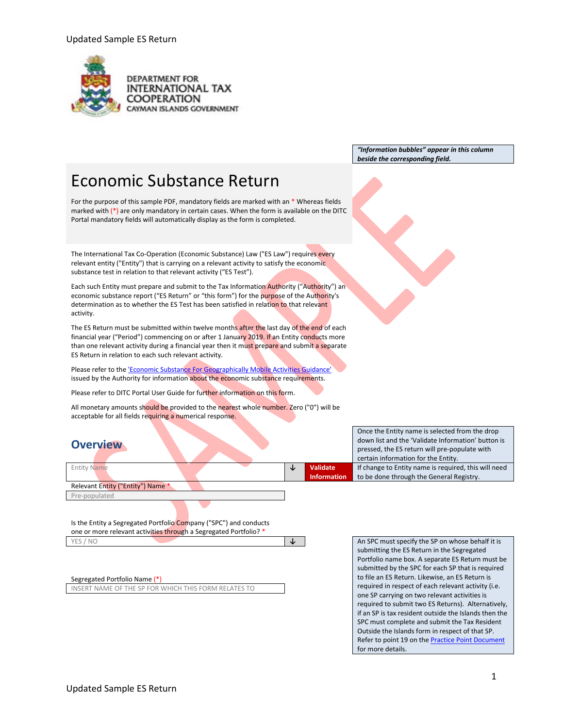DEPARTMENT FOR INTERNATIONAL TAX COOPERATION
CAYMAN ISLANDS GOVERNMENT

*"Information bubbles" appear in this column beside the corresponding field.*

# Economic Substance Return

For the purpose of this sample PDF, mandatory fields are marked with an * Whereas fields marked with (*) are only mandatory in certain cases. When the form is available on the DITC Portal mandatory fields will automatically display as the form is completed.

The International Tax Co-Operation (Economic Substance) Law ("ES Law") requires every relevant entity ("Entity") that is carrying on a relevant activity to satisfy the economic substance test in relation to that relevant activity ("ES Test").

Each such Entity must prepare and submit to the Tax Information Authority ("Authority") an economic substance report ("ES Return" or "this form") for the purpose of the Authority's determination as to whether the ES Test has been satisfied in relation to that relevant activity.

The ES Return must be submitted within twelve months after the last day of the end of each financial year ("Period") commencing on or after 1 January 2019. If an Entity conducts more than one relevant activity during a financial year then it must prepare and submit a separate ES Return in relation to each such relevant activity.

Please refer to the 'Economic Substance For Geographically Mobile Activities Guidance' issued by the Authority for information about the economic substance requirements.

Please refer to DITC Portal User Guide for further information on this form.

All monetary amounts should be provided to the nearest whole number. Zero ("0") will be acceptable for all fields requiring a numerical response.

## Overview

Once the Entity name is selected from the drop down list and the 'Validate Information' button is pressed, the ES return will pre-populate with certain information for the Entity.

Entity Name [↓] **Validate Information**

If change to Entity name is required, this will need to be done through the General Registry.

Relevant Entity ("Entity") Name *

Pre-populated

Is the Entity a Segregated Portfolio Company ("SPC") and conducts one or more relevant activities through a Segregated Portfolio? *

YES / NO [↓]

Segregated Portfolio Name (*)

INSERT NAME OF THE SP FOR WHICH THIS FORM RELATES TO

An SPC must specify the SP on whose behalf it is submitting the ES Return in the Segregated Portfolio name box. A separate ES Return must be submitted by the SPC for each SP that is required to file an ES Return. Likewise, an ES Return is required in respect of each relevant activity (i.e. one SP carrying on two relevant activities is required to submit two ES Returns). Alternatively, if an SP is tax resident outside the Islands then the SPC must complete and submit the Tax Resident Outside the Islands form in respect of that SP. Refer to point 19 on the Practice Point Document for more details.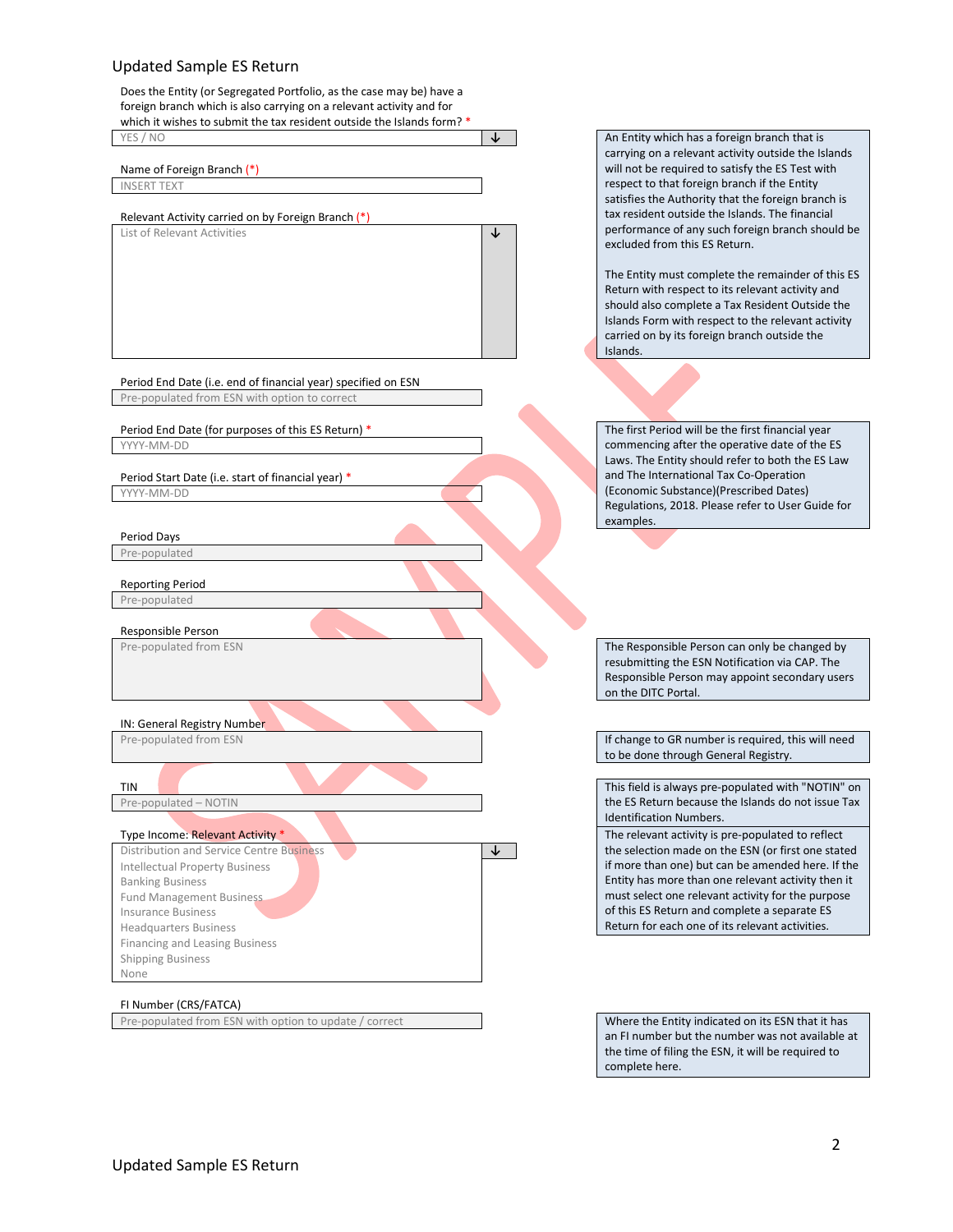Does the Entity (or Segregated Portfolio, as the case may be) have a foreign branch which is also carrying on a relevant activity and for which it wishes to submit the tax resident outside the Islands form? *

YES / NO

> An Entity which has a foreign branch that is carrying on a relevant activity outside the Islands will not be required to satisfy the ES Test with respect to that foreign branch if the Entity satisfies the Authority that the foreign branch is tax resident outside the Islands. The financial performance of any such foreign branch should be excluded from this ES Return.
>
> The Entity must complete the remainder of this ES Return with respect to its relevant activity and should also complete a Tax Resident Outside the Islands Form with respect to the relevant activity carried on by its foreign branch outside the Islands.

Name of Foreign Branch (*)

INSERT TEXT

Relevant Activity carried on by Foreign Branch (*)

List of Relevant Activities

Period End Date (i.e. end of financial year) specified on ESN

Pre-populated from ESN with option to correct

Period End Date (for purposes of this ES Return) *

YYYY-MM-DD

> The first Period will be the first financial year commencing after the operative date of the ES Laws. The Entity should refer to both the ES Law and The International Tax Co-Operation (Economic Substance)(Prescribed Dates) Regulations, 2018. Please refer to User Guide for examples.

Period Start Date (i.e. start of financial year) *

YYYY-MM-DD

Period Days

Pre-populated

Reporting Period

Pre-populated

Responsible Person

Pre-populated from ESN

> The Responsible Person can only be changed by resubmitting the ESN Notification via CAP. The Responsible Person may appoint secondary users on the DITC Portal.

IN: General Registry Number

Pre-populated from ESN

> If change to GR number is required, this will need to be done through General Registry.

TIN

Pre-populated – NOTIN

> This field is always pre-populated with "NOTIN" on the ES Return because the Islands do not issue Tax Identification Numbers.

Type Income: Relevant Activity *

- Distribution and Service Centre Business
- Intellectual Property Business
- Banking Business
- Fund Management Business
- Insurance Business
- Headquarters Business
- Financing and Leasing Business
- Shipping Business
- None

> The relevant activity is pre-populated to reflect the selection made on the ESN (or first one stated if more than one) but can be amended here. If the Entity has more than one relevant activity then it must select one relevant activity for the purpose of this ES Return and complete a separate ES Return for each one of its relevant activities.

FI Number (CRS/FATCA)

Pre-populated from ESN with option to update / correct

> Where the Entity indicated on its ESN that it has an FI number but the number was not available at the time of filing the ESN, it will be required to complete here.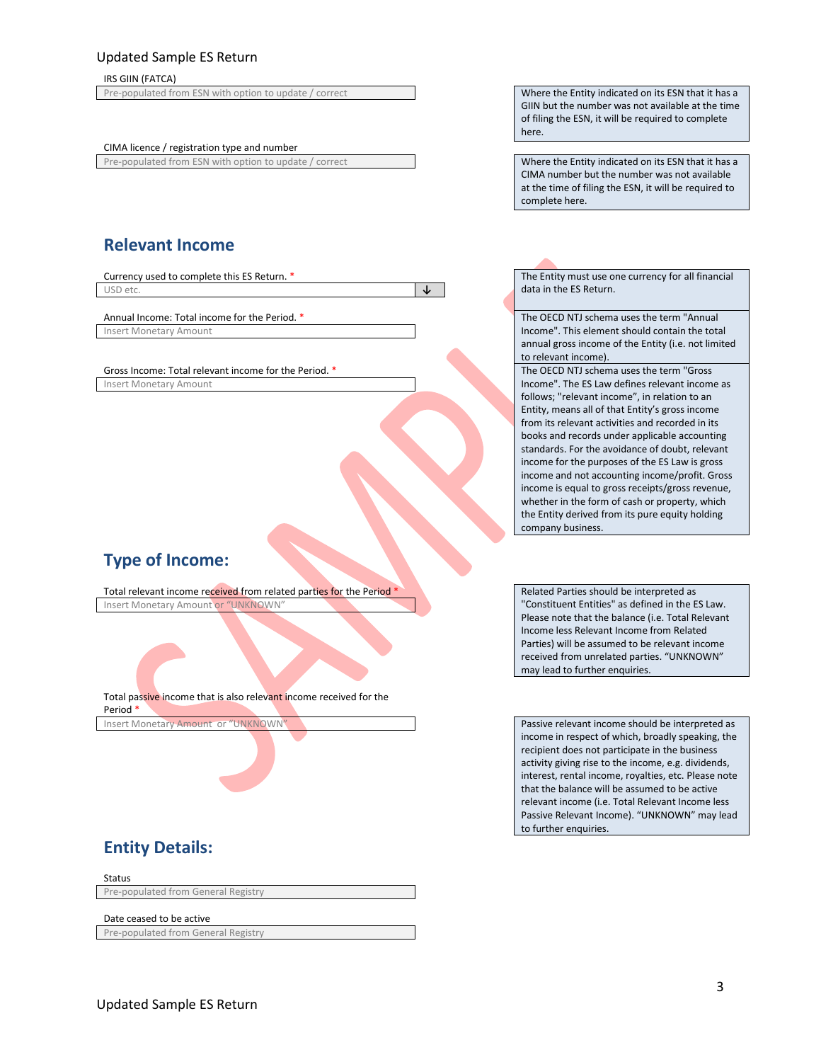IRS GIIN (FATCA)

Pre-populated from ESN with option to update / correct

Where the Entity indicated on its ESN that it has a GIIN but the number was not available at the time of filing the ESN, it will be required to complete here.

CIMA licence / registration type and number

Pre-populated from ESN with option to update / correct

Where the Entity indicated on its ESN that it has a CIMA number but the number was not available at the time of filing the ESN, it will be required to complete here.

## Relevant Income

Currency used to complete this ES Return. *

USD etc.

The Entity must use one currency for all financial data in the ES Return.

Annual Income: Total income for the Period. *

Insert Monetary Amount

The OECD NTJ schema uses the term "Annual Income". This element should contain the total annual gross income of the Entity (i.e. not limited to relevant income).

Gross Income: Total relevant income for the Period. *

Insert Monetary Amount

The OECD NTJ schema uses the term "Gross Income". The ES Law defines relevant income as follows; "relevant income", in relation to an Entity, means all of that Entity's gross income from its relevant activities and recorded in its books and records under applicable accounting standards. For the avoidance of doubt, relevant income for the purposes of the ES Law is gross income and not accounting income/profit. Gross income is equal to gross receipts/gross revenue, whether in the form of cash or property, which the Entity derived from its pure equity holding company business.

## Type of Income:

Total relevant income received from related parties for the Period *

Insert Monetary Amount or "UNKNOWN"

Related Parties should be interpreted as "Constituent Entities" as defined in the ES Law. Please note that the balance (i.e. Total Relevant Income less Relevant Income from Related Parties) will be assumed to be relevant income received from unrelated parties. "UNKNOWN" may lead to further enquiries.

Total passive income that is also relevant income received for the Period *

Insert Monetary Amount or "UNKNOWN"

Passive relevant income should be interpreted as income in respect of which, broadly speaking, the recipient does not participate in the business activity giving rise to the income, e.g. dividends, interest, rental income, royalties, etc. Please note that the balance will be assumed to be active relevant income (i.e. Total Relevant Income less Passive Relevant Income). "UNKNOWN" may lead to further enquiries.

## Entity Details:

Status

Pre-populated from General Registry

Date ceased to be active

Pre-populated from General Registry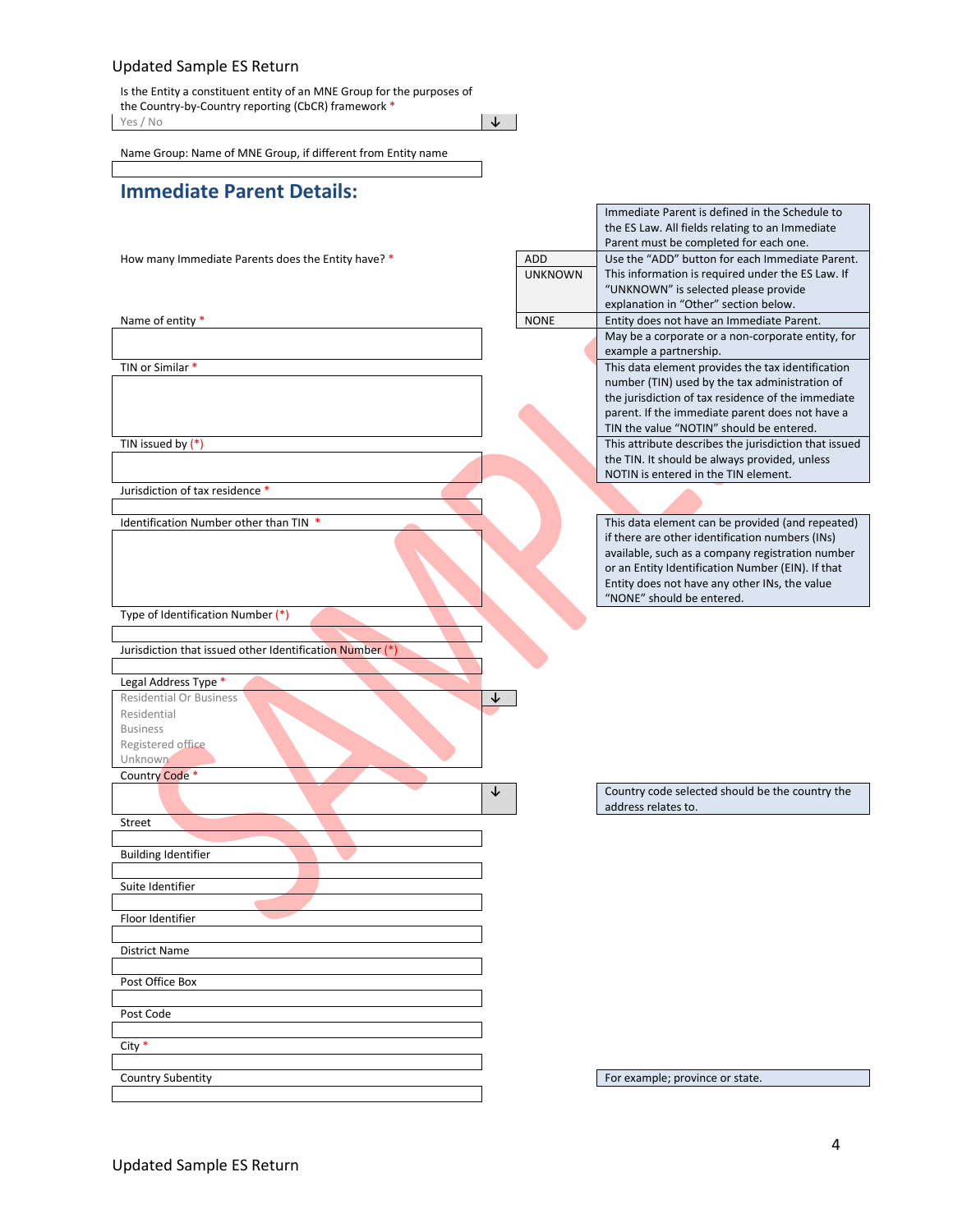Is the Entity a constituent entity of an MNE Group for the purposes of the Country-by-Country reporting (CbCR) framework *

Yes / No

Name Group: Name of MNE Group, if different from Entity name

## Immediate Parent Details:

| Field | Options | Guidance |
| --- | --- | --- |
| | | Immediate Parent is defined in the Schedule to the ES Law. All fields relating to an Immediate Parent must be completed for each one. |
| How many Immediate Parents does the Entity have? * | ADD | Use the "ADD" button for each Immediate Parent. |
| | UNKNOWN | This information is required under the ES Law. If "UNKNOWN" is selected please provide explanation in "Other" section below. |
| | NONE | Entity does not have an Immediate Parent. |
| Name of entity * | | May be a corporate or a non-corporate entity, for example a partnership. |
| TIN or Similar * | | This data element provides the tax identification number (TIN) used by the tax administration of the jurisdiction of tax residence of the immediate parent. If the immediate parent does not have a TIN the value "NOTIN" should be entered. |
| TIN issued by (*) | | This attribute describes the jurisdiction that issued the TIN. It should be always provided, unless NOTIN is entered in the TIN element. |
| Jurisdiction of tax residence * | | |
| Identification Number other than TIN * | | This data element can be provided (and repeated) if there are other identification numbers (INs) available, such as a company registration number or an Entity Identification Number (EIN). If that Entity does not have any other INs, the value "NONE" should be entered. |
| Type of Identification Number (*) | | |
| Jurisdiction that issued other Identification Number (*) | | |
| Legal Address Type * | Residential Or Business / Residential / Business / Registered office / Unknown | |
| Country Code * | | Country code selected should be the country the address relates to. |
| Street | | |
| Building Identifier | | |
| Suite Identifier | | |
| Floor Identifier | | |
| District Name | | |
| Post Office Box | | |
| Post Code | | |
| City * | | |
| Country Subentity | | For example; province or state. |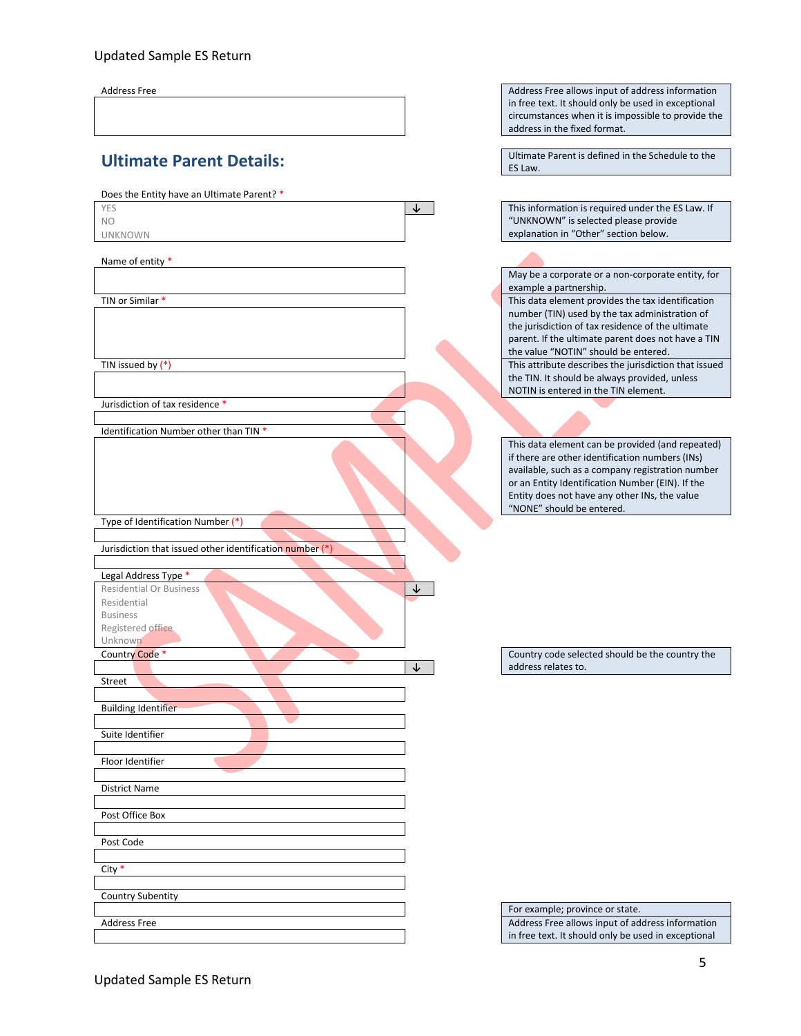Address Free

> Address Free allows input of address information in free text. It should only be used in exceptional circumstances when it is impossible to provide the address in the fixed format.

## Ultimate Parent Details:

> Ultimate Parent is defined in the Schedule to the ES Law.

Does the Entity have an Ultimate Parent? *

- YES
- NO
- UNKNOWN

> This information is required under the ES Law. If "UNKNOWN" is selected please provide explanation in "Other" section below.

Name of entity *

> May be a corporate or a non-corporate entity, for example a partnership.

TIN or Similar *

> This data element provides the tax identification number (TIN) used by the tax administration of the jurisdiction of tax residence of the ultimate parent. If the ultimate parent does not have a TIN the value "NOTIN" should be entered.

TIN issued by (*)

> This attribute describes the jurisdiction that issued the TIN. It should be always provided, unless NOTIN is entered in the TIN element.

Jurisdiction of tax residence *

Identification Number other than TIN *

> This data element can be provided (and repeated) if there are other identification numbers (INs) available, such as a company registration number or an Entity Identification Number (EIN). If the Entity does not have any other INs, the value "NONE" should be entered.

Type of Identification Number (*)

Jurisdiction that issued other identification number (*)

Legal Address Type *

- Residential Or Business
- Residential
- Business
- Registered office
- Unknown

Country Code *

> Country code selected should be the country the address relates to.

Street

Building Identifier

Suite Identifier

Floor Identifier

District Name

Post Office Box

Post Code

City *

Country Subentity

> For example; province or state.

Address Free

> Address Free allows input of address information in free text. It should only be used in exceptional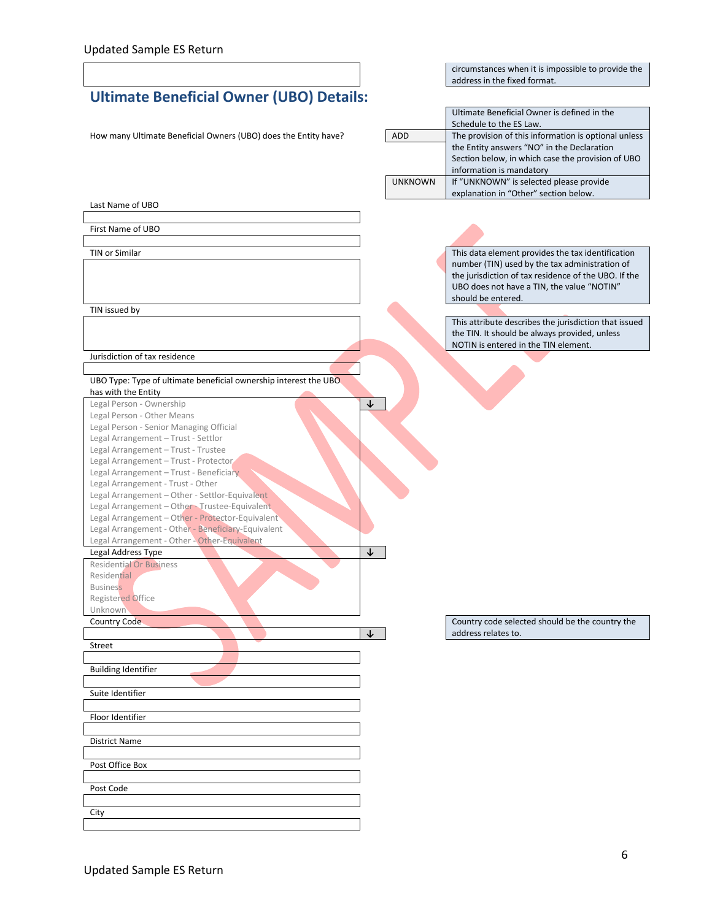circumstances when it is impossible to provide the address in the fixed format.

## Ultimate Beneficial Owner (UBO) Details:

Ultimate Beneficial Owner is defined in the Schedule to the ES Law.

How many Ultimate Beneficial Owners (UBO) does the Entity have?

| | |
|---|---|
| ADD | The provision of this information is optional unless the Entity answers "NO" in the Declaration Section below, in which case the provision of UBO information is mandatory |
| UNKNOWN | If "UNKNOWN" is selected please provide explanation in "Other" section below. |

Last Name of UBO

First Name of UBO

TIN or Similar

This data element provides the tax identification number (TIN) used by the tax administration of the jurisdiction of tax residence of the UBO. If the UBO does not have a TIN, the value "NOTIN" should be entered.

TIN issued by

This attribute describes the jurisdiction that issued the TIN. It should be always provided, unless NOTIN is entered in the TIN element.

Jurisdiction of tax residence

UBO Type: Type of ultimate beneficial ownership interest the UBO has with the Entity

- Legal Person - Ownership
- Legal Person - Other Means
- Legal Person - Senior Managing Official
- Legal Arrangement – Trust - Settlor
- Legal Arrangement – Trust - Trustee
- Legal Arrangement – Trust - Protector
- Legal Arrangement – Trust - Beneficiary
- Legal Arrangement - Trust - Other
- Legal Arrangement – Other - Settlor-Equivalent
- Legal Arrangement – Other - Trustee-Equivalent
- Legal Arrangement – Other - Protector-Equivalent
- Legal Arrangement - Other - Beneficiary-Equivalent
- Legal Arrangement - Other - Other-Equivalent

Legal Address Type

- Residential Or Business
- Residential
- Business
- Registered Office
- Unknown

Country Code

Country code selected should be the country the address relates to.

Street

Building Identifier

Suite Identifier

Floor Identifier

District Name

Post Office Box

Post Code

City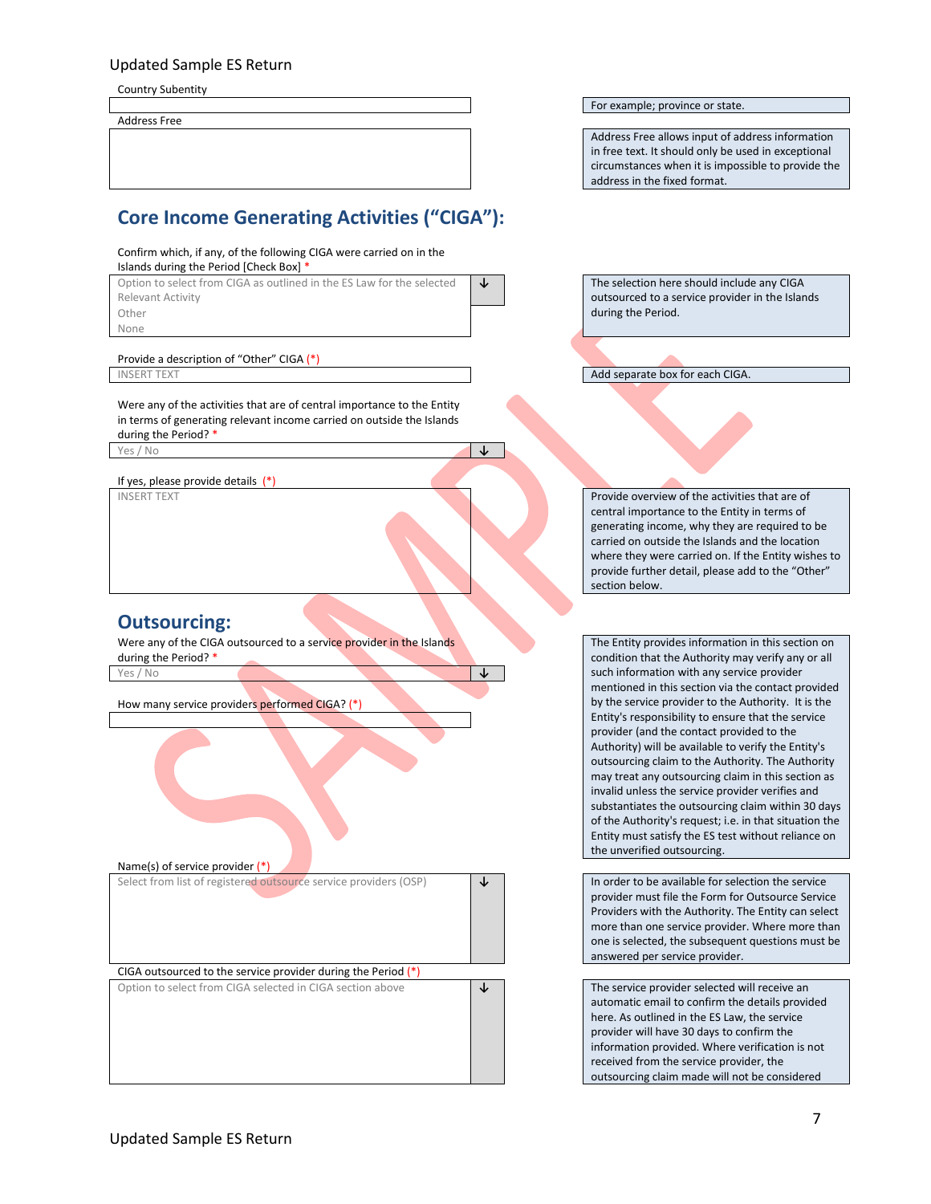Country Subentity

| | For example; province or state. |
|---|---|

Address Free

| | Address Free allows input of address information in free text. It should only be used in exceptional circumstances when it is impossible to provide the address in the fixed format. |
|---|---|

## Core Income Generating Activities ("CIGA"):

Confirm which, if any, of the following CIGA were carried on in the Islands during the Period [Check Box] *

| Option to select from CIGA as outlined in the ES Law for the selected Relevant Activity<br>Other<br>None | The selection here should include any CIGA outsourced to a service provider in the Islands during the Period. |
|---|---|

Provide a description of "Other" CIGA (*)

| INSERT TEXT | Add separate box for each CIGA. |
|---|---|

Were any of the activities that are of central importance to the Entity in terms of generating relevant income carried on outside the Islands during the Period? *

| Yes / No |
|---|

If yes, please provide details (*)

| INSERT TEXT | Provide overview of the activities that are of central importance to the Entity in terms of generating income, why they are required to be carried on outside of the Islands and the location where they were carried on. If the Entity wishes to provide further detail, please add to the "Other" section below. |
|---|---|

## Outsourcing:

Were any of the CIGA outsourced to a service provider in the Islands during the Period? *

| Yes / No | The Entity provides information in this section on condition that the Authority may verify any or all such information with any service provider mentioned in this section via the contact provided by the service provider to the Authority. It is the Entity's responsibility to ensure that the service provider (and the contact provided to the Authority) will be available to verify the Entity's outsourcing claim to the Authority. The Authority may treat any outsourcing claim in this section as invalid unless the service provider verifies and substantiates the outsourcing claim within 30 days of the Authority's request; i.e. in that situation the Entity must satisfy the ES test without reliance on the unverified outsourcing. |
|---|---|

How many service providers performed CIGA? (*)

Name(s) of service provider (*)

| Select from list of registered outsource service providers (OSP) | In order to be available for selection the service provider must file the Form for Outsource Service Providers with the Authority. The Entity can select more than one service provider. Where more than one is selected, the subsequent questions must be answered per service provider. |
|---|---|

CIGA outsourced to the service provider during the Period (*)

| Option to select from CIGA selected in CIGA section above | The service provider selected will receive an automatic email to confirm the details provided here. As outlined in the ES Law, the service provider will have 30 days to confirm the information provided. Where verification is not received from the service provider, the outsourcing claim made will not be considered |
|---|---|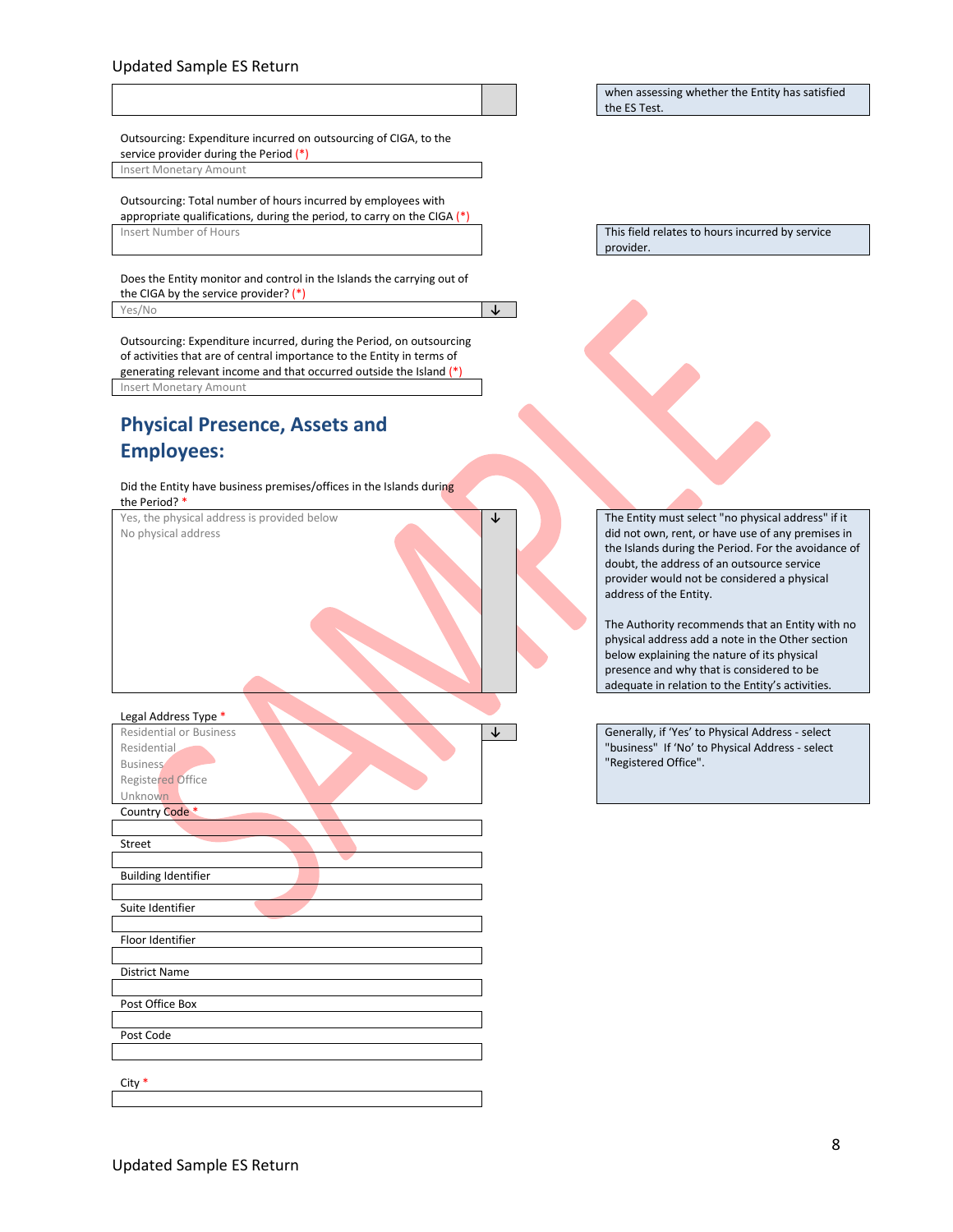when assessing whether the Entity has satisfied the ES Test.

Outsourcing: Expenditure incurred on outsourcing of CIGA, to the service provider during the Period (*)

Insert Monetary Amount

Outsourcing: Total number of hours incurred by employees with appropriate qualifications, during the period, to carry on the CIGA (*)

Insert Number of Hours

This field relates to hours incurred by service provider.

Does the Entity monitor and control in the Islands the carrying out of the CIGA by the service provider? (*)

Yes/No

Outsourcing: Expenditure incurred, during the Period, on outsourcing of activities that are of central importance to the Entity in terms of generating relevant income and that occurred outside the Island (*)

Insert Monetary Amount

## Physical Presence, Assets and Employees:

Did the Entity have business premises/offices in the Islands during the Period? *

Yes, the physical address is provided below
No physical address

The Entity must select "no physical address" if it did not own, rent, or have use of any premises in the Islands during the Period. For the avoidance of doubt, the address of an outsource service provider would not be considered a physical address of the Entity.

The Authority recommends that an Entity with no physical address add a note in the Other section below explaining the nature of its physical presence and why that is considered to be adequate in relation to the Entity's activities.

Legal Address Type *

Residential or Business
Residential
Business
Registered Office
Unknown

Generally, if 'Yes' to Physical Address - select "business" If 'No' to Physical Address - select "Registered Office".

Country Code *

Street

Building Identifier

Suite Identifier

Floor Identifier

District Name

Post Office Box

Post Code

City *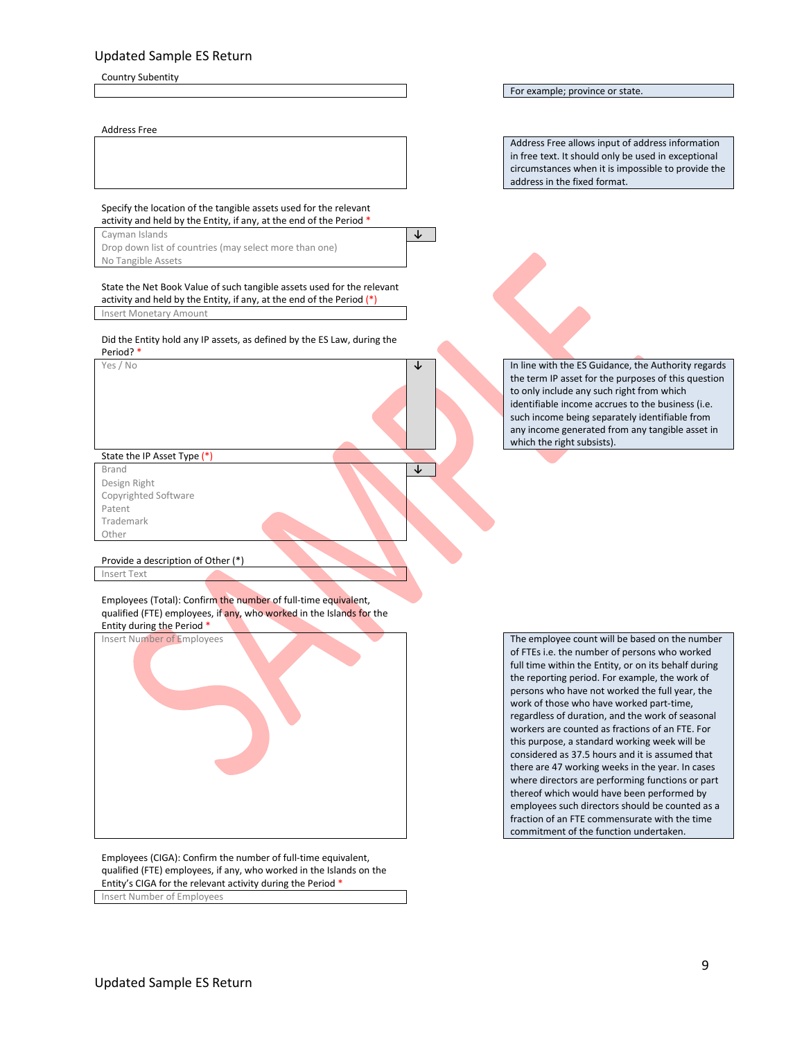Country Subentity

| |
|---|
| |

For example; province or state.

Address Free

| |
|---|
| |

Address Free allows input of address information in free text. It should only be used in exceptional circumstances when it is impossible to provide the address in the fixed format.

Specify the location of the tangible assets used for the relevant activity and held by the Entity, if any, at the end of the Period *

Cayman Islands
Drop down list of countries (may select more than one)
No Tangible Assets

State the Net Book Value of such tangible assets used for the relevant activity and held by the Entity, if any, at the end of the Period (*)

Insert Monetary Amount

Did the Entity hold any IP assets, as defined by the ES Law, during the Period? *

Yes / No

In line with the ES Guidance, the Authority regards the term IP asset for the purposes of this question to only include any such right from which identifiable income accrues to the business (i.e. such income being separately identifiable from any income generated from any tangible asset in which the right subsists).

State the IP Asset Type (*)

Brand
Design Right
Copyrighted Software
Patent
Trademark
Other

Provide a description of Other (*)

Insert Text

Employees (Total): Confirm the number of full-time equivalent, qualified (FTE) employees, if any, who worked in the Islands for the Entity during the Period *

Insert Number of Employees

The employee count will be based on the number of FTEs i.e. the number of persons who worked full time within the Entity, or on its behalf during the reporting period. For example, the work of persons who have not worked the full year, the work of those who have worked part-time, regardless of duration, and the work of seasonal workers are counted as fractions of an FTE. For this purpose, a standard working week will be considered as 37.5 hours and it is assumed that there are 47 working weeks in the year. In cases where directors are performing functions or part thereof which would have been performed by employees such directors should be counted as a fraction of an FTE commensurate with the time commitment of the function undertaken.

Employees (CIGA): Confirm the number of full-time equivalent, qualified (FTE) employees, if any, who worked in the Islands on the Entity's CIGA for the relevant activity during the Period *

Insert Number of Employees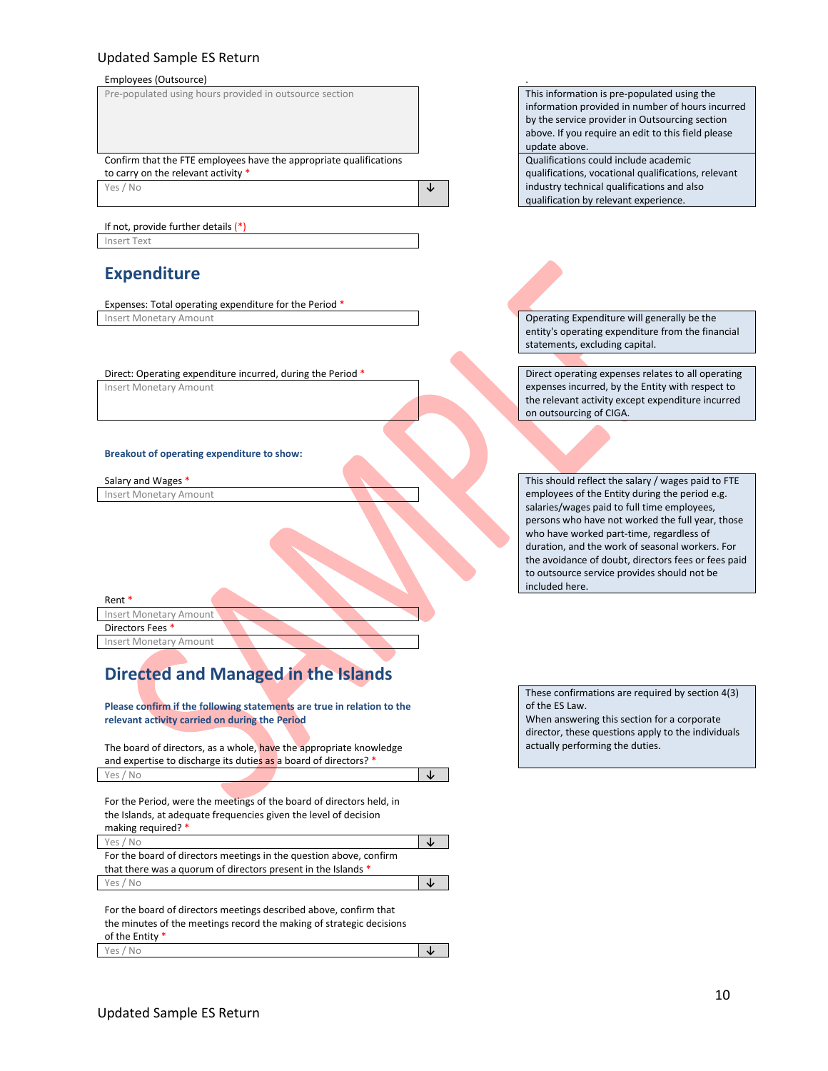Employees (Outsource)

Pre-populated using hours provided in outsource section

> This information is pre-populated using the information provided in number of hours incurred by the service provider in Outsourcing section above. If you require an edit to this field please update above.

Confirm that the FTE employees have the appropriate qualifications to carry on the relevant activity *

Yes / No

> Qualifications could include academic qualifications, vocational qualifications, relevant industry technical qualifications and also qualification by relevant experience.

If not, provide further details (*)

Insert Text

## Expenditure

Expenses: Total operating expenditure for the Period *

Insert Monetary Amount

> Operating Expenditure will generally be the entity's operating expenditure from the financial statements, excluding capital.

Direct: Operating expenditure incurred, during the Period *

Insert Monetary Amount

> Direct operating expenses relates to all operating expenses incurred, by the Entity with respect to the relevant activity except expenditure incurred on outsourcing of CIGA.

**Breakout of operating expenditure to show:**

Salary and Wages *

Insert Monetary Amount

> This should reflect the salary / wages paid to FTE employees of the Entity during the period e.g. salaries/wages paid to full time employees, persons who have not worked the full year, those who have worked part-time, regardless of duration, and the work of seasonal workers. For the avoidance of doubt, directors fees or fees paid to outsource service provides should not be included here.

Rent *

Insert Monetary Amount

Directors Fees *

Insert Monetary Amount

## Directed and Managed in the Islands

**Please confirm if the following statements are true in relation to the relevant activity carried on during the Period**

> These confirmations are required by section 4(3) of the ES Law.
> When answering this section for a corporate director, these questions apply to the individuals actually performing the duties.

The board of directors, as a whole, have the appropriate knowledge and expertise to discharge its duties as a board of directors? *

Yes / No

For the Period, were the meetings of the board of directors held, in the Islands, at adequate frequencies given the level of decision making required? *

Yes / No

For the board of directors meetings in the question above, confirm that there was a quorum of directors present in the Islands *

Yes / No

For the board of directors meetings described above, confirm that the minutes of the meetings record the making of strategic decisions of the Entity *

Yes / No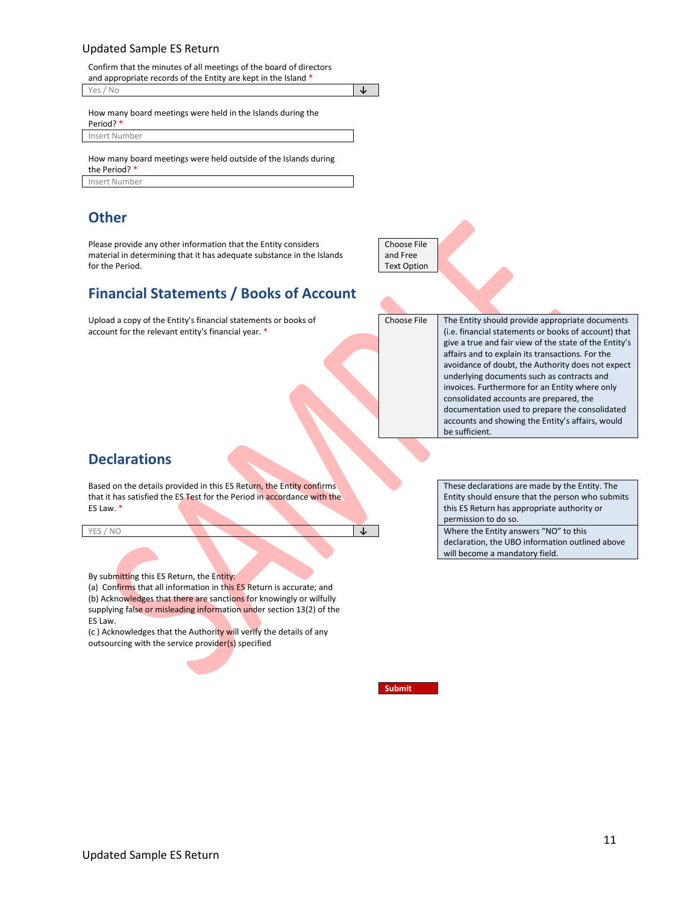Confirm that the minutes of all meetings of the board of directors and appropriate records of the Entity are kept in the Island *

| Yes / No | ↓ |
|---|---|

How many board meetings were held in the Islands during the Period? *

| Insert Number |
|---|

How many board meetings were held outside of the Islands during the Period? *

| Insert Number |
|---|

## Other

| | |
|---|---|
| Please provide any other information that the Entity considers material in determining that it has adequate substance in the Islands for the Period. | Choose File and Free Text Option |

## Financial Statements / Books of Account

| | | |
|---|---|---|
| Upload a copy of the Entity's financial statements or books of account for the relevant entity's financial year. * | Choose File | The Entity should provide appropriate documents (i.e. financial statements or books of account) that give a true and fair view of the state of the Entity's affairs and to explain its transactions. For the avoidance of doubt, the Authority does not expect underlying documents such as contracts and invoices. Furthermore for an Entity where only consolidated accounts are prepared, the documentation used to prepare the consolidated accounts and showing the Entity's affairs, would be sufficient. |

## Declarations

| | |
|---|---|
| Based on the details provided in this ES Return, the Entity confirms that it has satisfied the ES Test for the Period in accordance with the ES Law. * | These declarations are made by the Entity. The Entity should ensure that the person who submits this ES Return has appropriate authority or permission to do so. |
| YES / NO ↓ | Where the Entity answers "NO" to this declaration, the UBO information outlined above will become a mandatory field. |

By submitting this ES Return, the Entity:
(a) Confirms that all information in this ES Return is accurate; and
(b) Acknowledges that there are sanctions for knowingly or wilfully supplying false or misleading information under section 13(2) of the ES Law.
(c ) Acknowledges that the Authority will verify the details of any outsourcing with the service provider(s) specified

**Submit**

SAMPLE